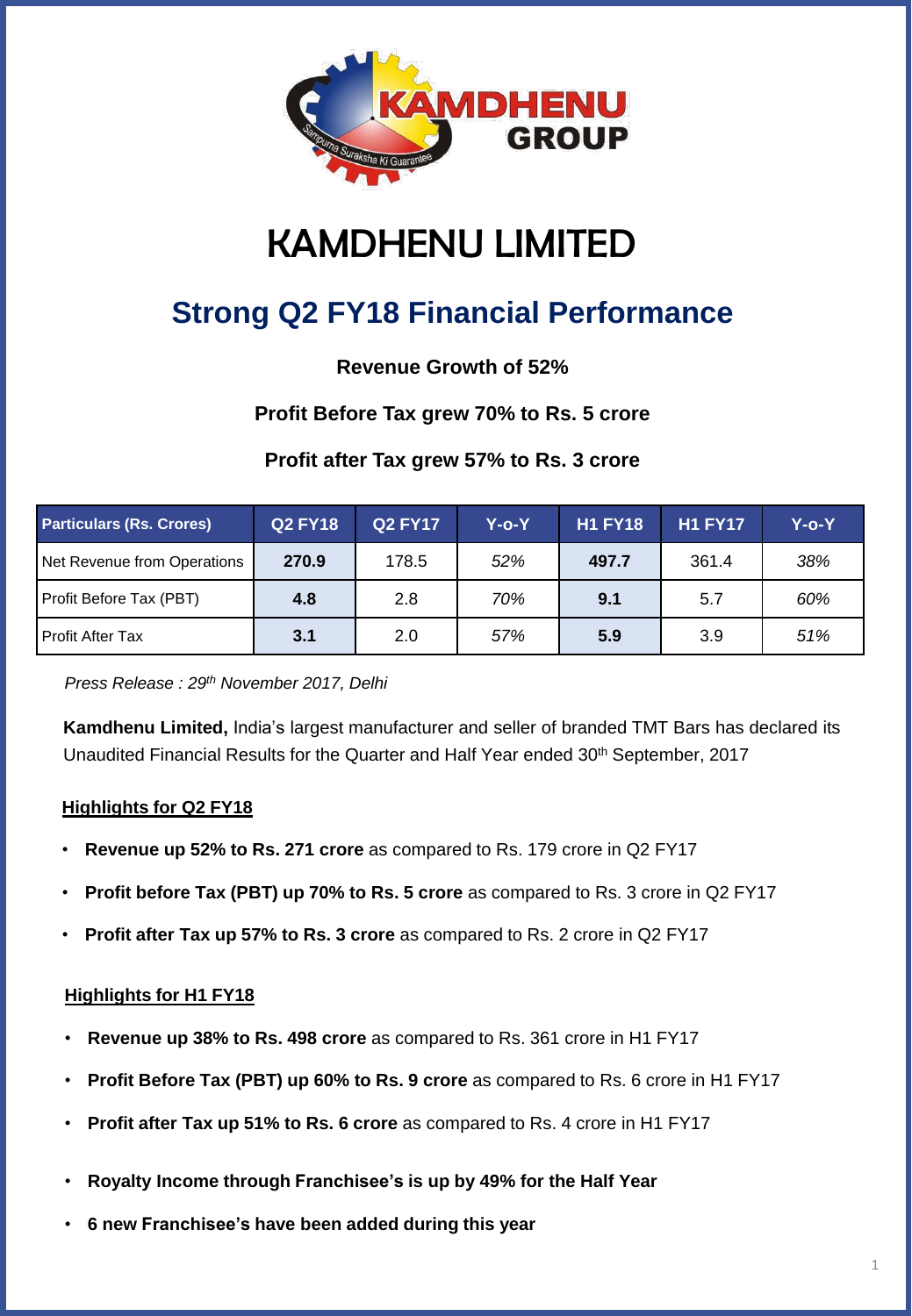# KAMDHENU LIMITED

## Strong Q2 FY18 Financial Performance

**Revenue Growth of 52%**

**Profit Before Tax grew 70% to Rs. 5 crore**

**Profit after Tax grew 57% to Rs. 3 crore**

| Particulars (Rs. Crores) | Q2 FY18 | Q2 FY17 | Y-o-Y | H1 FY18 | H1 FY17 | Y-o-Y |
|---|---|---|---|---|---|---|
| Net Revenue from Operations | **270.9** | 178.5 | *52%* | **497.7** | 361.4 | *38%* |
| Profit Before Tax (PBT) | **4.8** | 2.8 | *70%* | **9.1** | 5.7 | *60%* |
| Profit After Tax | **3.1** | 2.0 | *57%* | **5.9** | 3.9 | *51%* |

*Press Release : 29th November 2017, Delhi*

**Kamdhenu Limited,** India's largest manufacturer and seller of branded TMT Bars has declared its Unaudited Financial Results for the Quarter and Half Year ended 30th September, 2017

### Highlights for Q2 FY18

- **Revenue up 52% to Rs. 271 crore** as compared to Rs. 179 crore in Q2 FY17
- **Profit before Tax (PBT) up 70% to Rs. 5 crore** as compared to Rs. 3 crore in Q2 FY17
- **Profit after Tax up 57% to Rs. 3 crore** as compared to Rs. 2 crore in Q2 FY17

### Highlights for H1 FY18

- **Revenue up 38% to Rs. 498 crore** as compared to Rs. 361 crore in H1 FY17
- **Profit Before Tax (PBT) up 60% to Rs. 9 crore** as compared to Rs. 6 crore in H1 FY17
- **Profit after Tax up 51% to Rs. 6 crore** as compared to Rs. 4 crore in H1 FY17
- **Royalty Income through Franchisee's is up by 49% for the Half Year**
- **6 new Franchisee's have been added during this year**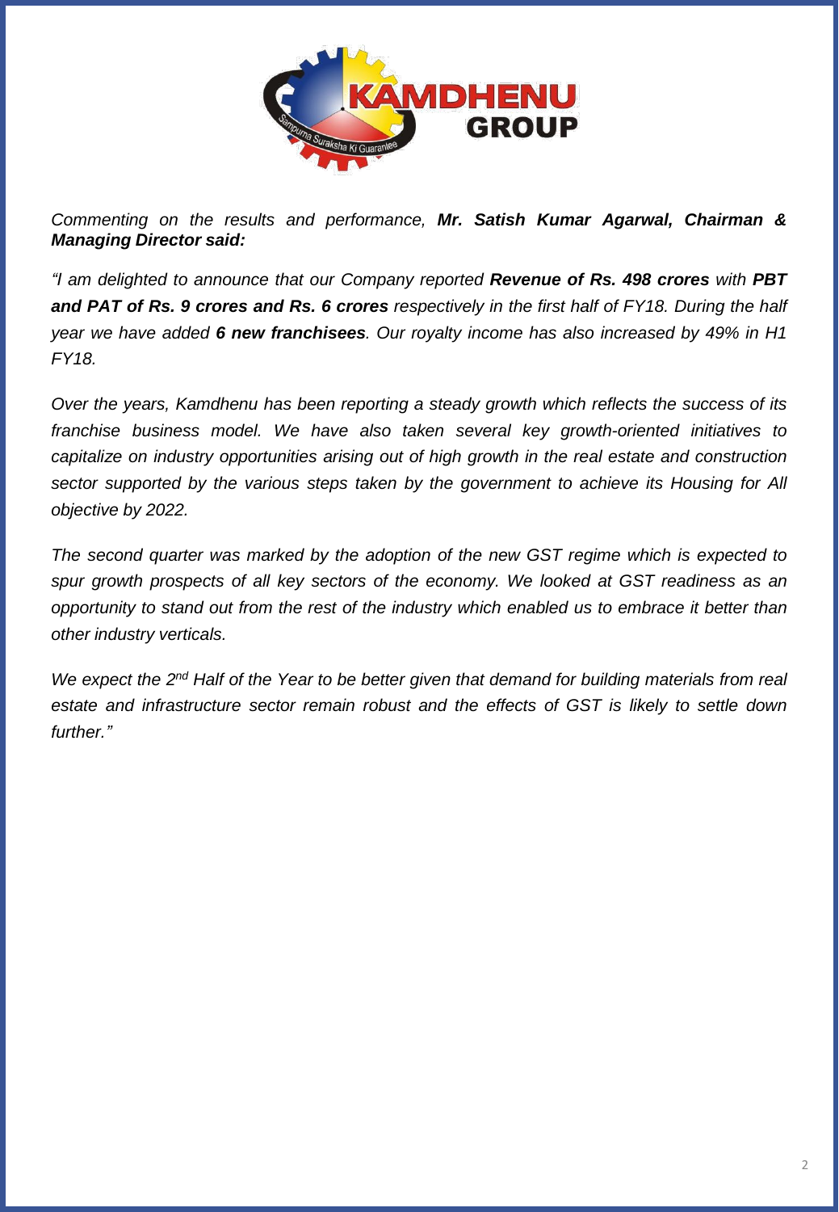*Commenting on the results and performance, **Mr. Satish Kumar Agarwal, Chairman & Managing Director said:***

*"I am delighted to announce that our Company reported **Revenue of Rs. 498 crores** with **PBT and PAT of Rs. 9 crores and Rs. 6 crores** respectively in the first half of FY18. During the half year we have added **6 new franchisees**. Our royalty income has also increased by 49% in H1 FY18.*

*Over the years, Kamdhenu has been reporting a steady growth which reflects the success of its franchise business model. We have also taken several key growth-oriented initiatives to capitalize on industry opportunities arising out of high growth in the real estate and construction sector supported by the various steps taken by the government to achieve its Housing for All objective by 2022.*

*The second quarter was marked by the adoption of the new GST regime which is expected to spur growth prospects of all key sectors of the economy. We looked at GST readiness as an opportunity to stand out from the rest of the industry which enabled us to embrace it better than other industry verticals.*

*We expect the 2nd Half of the Year to be better given that demand for building materials from real estate and infrastructure sector remain robust and the effects of GST is likely to settle down further."*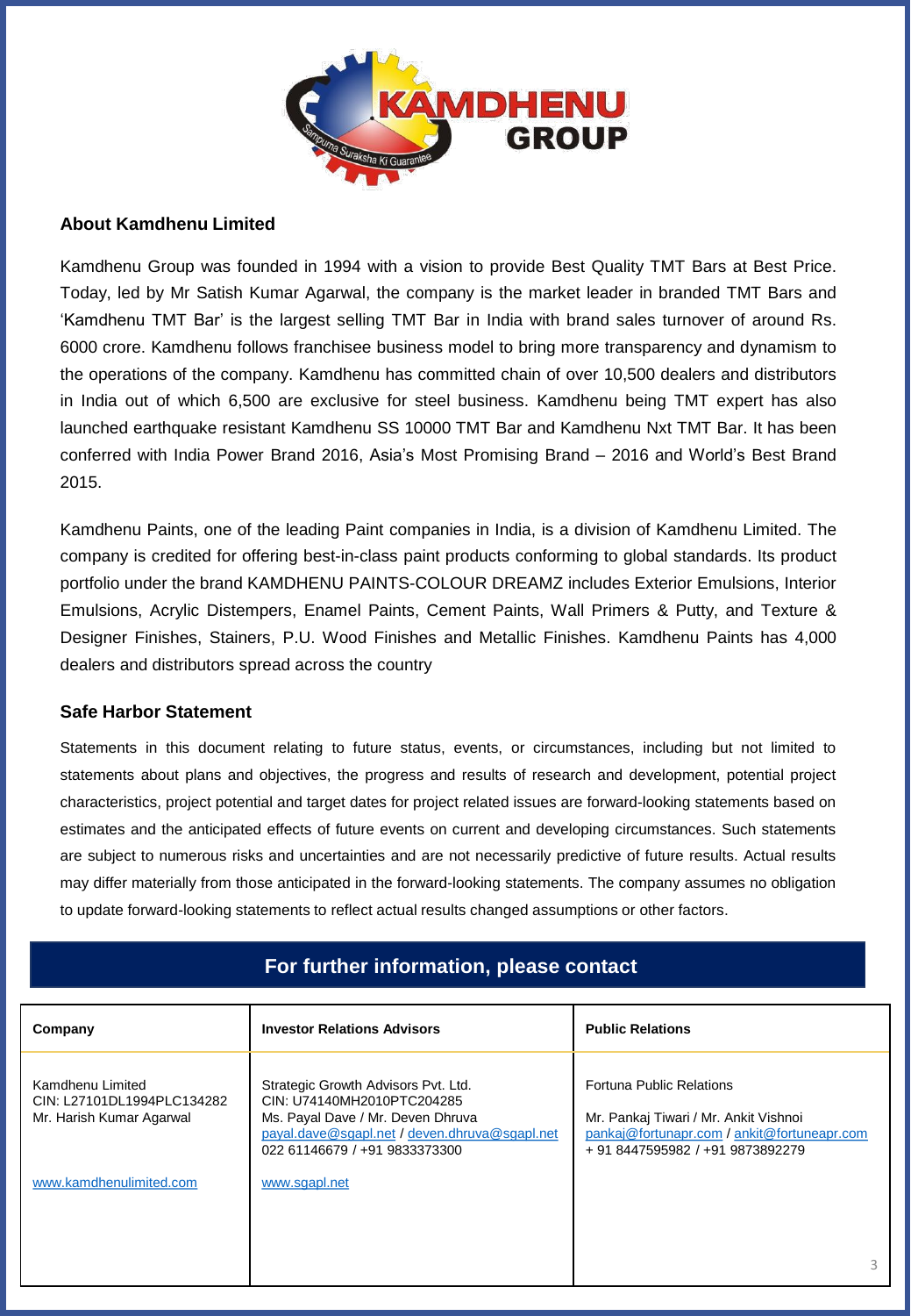## About Kamdhenu Limited

Kamdhenu Group was founded in 1994 with a vision to provide Best Quality TMT Bars at Best Price. Today, led by Mr Satish Kumar Agarwal, the company is the market leader in branded TMT Bars and 'Kamdhenu TMT Bar' is the largest selling TMT Bar in India with brand sales turnover of around Rs. 6000 crore. Kamdhenu follows franchisee business model to bring more transparency and dynamism to the operations of the company. Kamdhenu has committed chain of over 10,500 dealers and distributors in India out of which 6,500 are exclusive for steel business. Kamdhenu being TMT expert has also launched earthquake resistant Kamdhenu SS 10000 TMT Bar and Kamdhenu Nxt TMT Bar. It has been conferred with India Power Brand 2016, Asia's Most Promising Brand – 2016 and World's Best Brand 2015.

Kamdhenu Paints, one of the leading Paint companies in India, is a division of Kamdhenu Limited. The company is credited for offering best-in-class paint products conforming to global standards. Its product portfolio under the brand KAMDHENU PAINTS-COLOUR DREAMZ includes Exterior Emulsions, Interior Emulsions, Acrylic Distempers, Enamel Paints, Cement Paints, Wall Primers & Putty, and Texture & Designer Finishes, Stainers, P.U. Wood Finishes and Metallic Finishes. Kamdhenu Paints has 4,000 dealers and distributors spread across the country

## Safe Harbor Statement

Statements in this document relating to future status, events, or circumstances, including but not limited to statements about plans and objectives, the progress and results of research and development, potential project characteristics, project potential and target dates for project related issues are forward-looking statements based on estimates and the anticipated effects of future events on current and developing circumstances. Such statements are subject to numerous risks and uncertainties and are not necessarily predictive of future results. Actual results may differ materially from those anticipated in the forward-looking statements. The company assumes no obligation to update forward-looking statements to reflect actual results changed assumptions or other factors.

## For further information, please contact

| Company | Investor Relations Advisors | Public Relations |
|---|---|---|
| Kamdhenu Limited<br>CIN: L27101DL1994PLC134282<br>Mr. Harish Kumar Agarwal<br><br>www.kamdhenulimited.com | Strategic Growth Advisors Pvt. Ltd.<br>CIN: U74140MH2010PTC204285<br>Ms. Payal Dave / Mr. Deven Dhruva<br>payal.dave@sgapl.net / deven.dhruva@sgapl.net<br>022 61146679 / +91 9833373300<br><br>www.sgapl.net | Fortuna Public Relations<br><br>Mr. Pankaj Tiwari / Mr. Ankit Vishnoi<br>pankaj@fortunapr.com / ankit@fortuneapr.com<br>+ 91 8447595982 / +91 9873892279 |